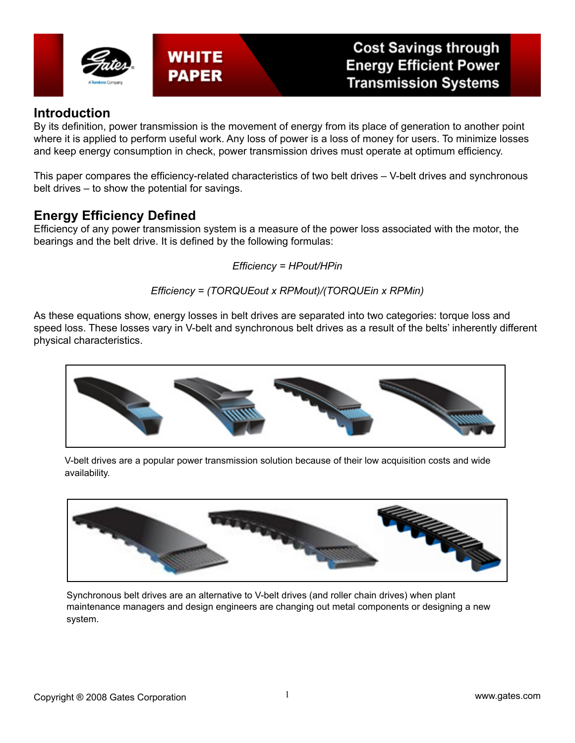# Cost Savings through Energy Efficient Power Transmission Systems

WHITE PAPER

## Introduction

By its definition, power transmission is the movement of energy from its place of generation to another point where it is applied to perform useful work. Any loss of power is a loss of money for users. To minimize losses and keep energy consumption in check, power transmission drives must operate at optimum efficiency.

This paper compares the efficiency-related characteristics of two belt drives – V-belt drives and synchronous belt drives – to show the potential for savings.

## Energy Efficiency Defined

Efficiency of any power transmission system is a measure of the power loss associated with the motor, the bearings and the belt drive. It is defined by the following formulas:

$$Efficiency = HPout/HPin$$

$$Efficiency = (TORQUEout \times RPMout)/(TORQUEin \times RPMin)$$

As these equations show, energy losses in belt drives are separated into two categories: torque loss and speed loss. These losses vary in V-belt and synchronous belt drives as a result of the belts' inherently different physical characteristics.

V-belt drives are a popular power transmission solution because of their low acquisition costs and wide availability.

Synchronous belt drives are an alternative to V-belt drives (and roller chain drives) when plant maintenance managers and design engineers are changing out metal components or designing a new system.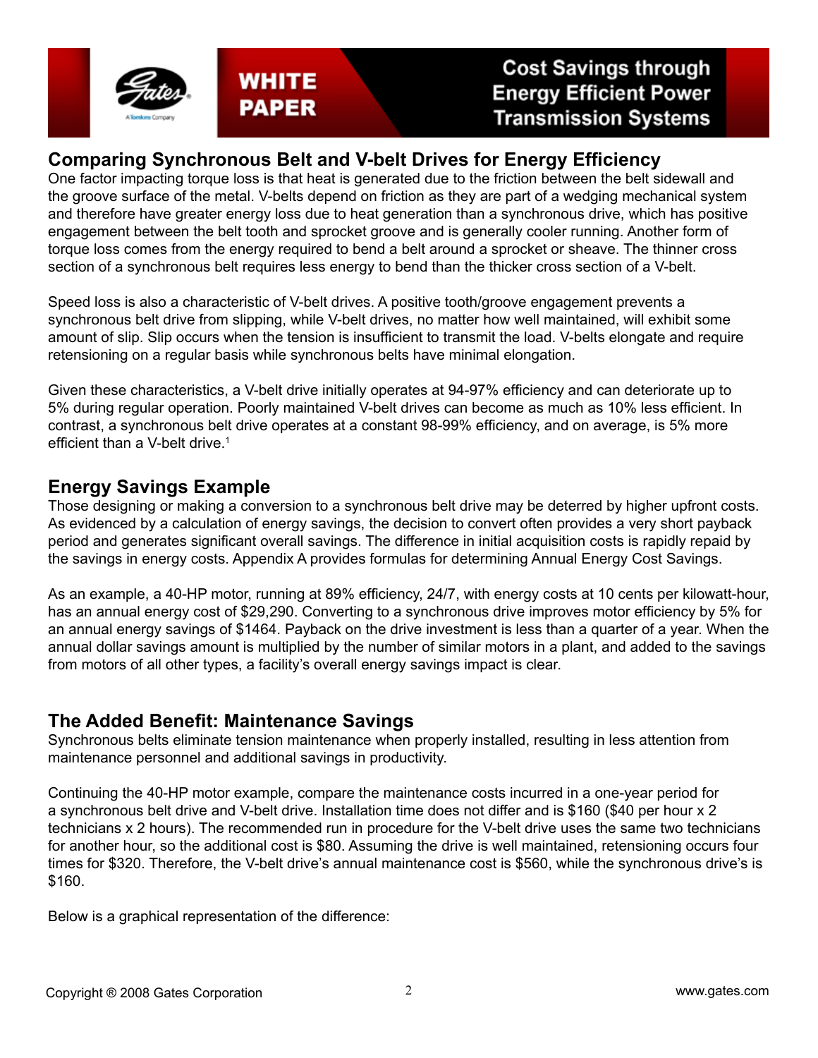## Comparing Synchronous Belt and V-belt Drives for Energy Efficiency

One factor impacting torque loss is that heat is generated due to the friction between the belt sidewall and the groove surface of the metal. V-belts depend on friction as they are part of a wedging mechanical system and therefore have greater energy loss due to heat generation than a synchronous drive, which has positive engagement between the belt tooth and sprocket groove and is generally cooler running. Another form of torque loss comes from the energy required to bend a belt around a sprocket or sheave. The thinner cross section of a synchronous belt requires less energy to bend than the thicker cross section of a V-belt.

Speed loss is also a characteristic of V-belt drives. A positive tooth/groove engagement prevents a synchronous belt drive from slipping, while V-belt drives, no matter how well maintained, will exhibit some amount of slip. Slip occurs when the tension is insufficient to transmit the load. V-belts elongate and require retensioning on a regular basis while synchronous belts have minimal elongation.

Given these characteristics, a V-belt drive initially operates at 94-97% efficiency and can deteriorate up to 5% during regular operation. Poorly maintained V-belt drives can become as much as 10% less efficient. In contrast, a synchronous belt drive operates at a constant 98-99% efficiency, and on average, is 5% more efficient than a V-belt drive.[1]

## Energy Savings Example

Those designing or making a conversion to a synchronous belt drive may be deterred by higher upfront costs. As evidenced by a calculation of energy savings, the decision to convert often provides a very short payback period and generates significant overall savings. The difference in initial acquisition costs is rapidly repaid by the savings in energy costs. Appendix A provides formulas for determining Annual Energy Cost Savings.

As an example, a 40-HP motor, running at 89% efficiency, 24/7, with energy costs at 10 cents per kilowatt-hour, has an annual energy cost of $29,290. Converting to a synchronous drive improves motor efficiency by 5% for an annual energy savings of $1464. Payback on the drive investment is less than a quarter of a year. When the annual dollar savings amount is multiplied by the number of similar motors in a plant, and added to the savings from motors of all other types, a facility's overall energy savings impact is clear.

## The Added Benefit: Maintenance Savings

Synchronous belts eliminate tension maintenance when properly installed, resulting in less attention from maintenance personnel and additional savings in productivity.

Continuing the 40-HP motor example, compare the maintenance costs incurred in a one-year period for a synchronous belt drive and V-belt drive. Installation time does not differ and is $160 ($40 per hour x 2 technicians x 2 hours). The recommended run in procedure for the V-belt drive uses the same two technicians for another hour, so the additional cost is $80. Assuming the drive is well maintained, retensioning occurs four times for $320. Therefore, the V-belt drive's annual maintenance cost is $560, while the synchronous drive's is $160.

Below is a graphical representation of the difference: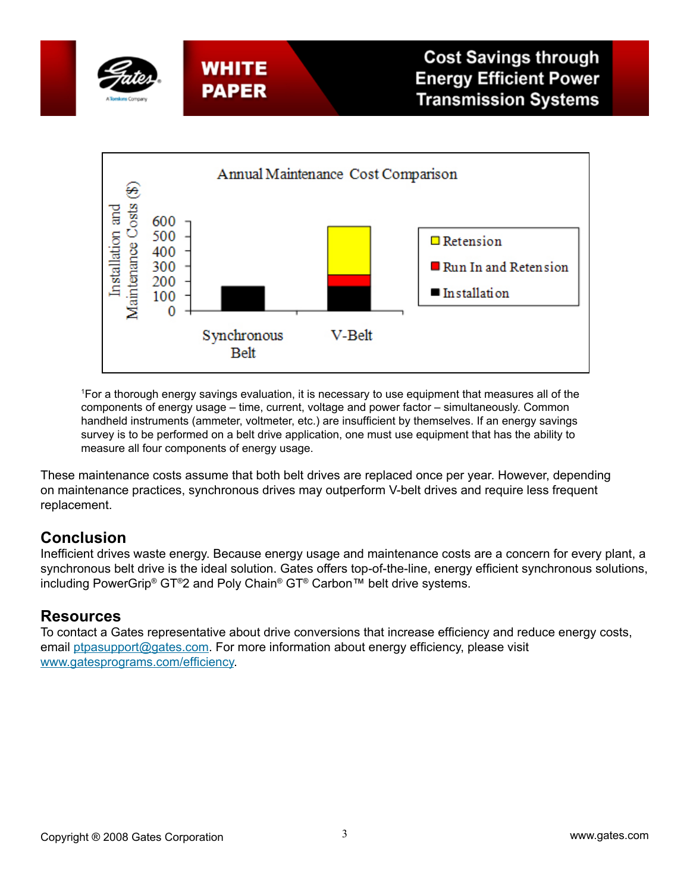Annual Maintenance Cost Comparison

Installation and Maintenance Costs ($)

600
500
400
300
200
100
0

Synchronous Belt

V-Belt

Retension

Run In and Retension

Installation

[1]For a thorough energy savings evaluation, it is necessary to use equipment that measures all of the components of energy usage – time, current, voltage and power factor – simultaneously. Common handheld instruments (ammeter, voltmeter, etc.) are insufficient by themselves. If an energy savings survey is to be performed on a belt drive application, one must use equipment that has the ability to measure all four components of energy usage.

These maintenance costs assume that both belt drives are replaced once per year. However, depending on maintenance practices, synchronous drives may outperform V-belt drives and require less frequent replacement.

## Conclusion

Inefficient drives waste energy. Because energy usage and maintenance costs are a concern for every plant, a synchronous belt drive is the ideal solution. Gates offers top-of-the-line, energy efficient synchronous solutions, including PowerGrip® GT®2 and Poly Chain® GT® Carbon™ belt drive systems.

## Resources

To contact a Gates representative about drive conversions that increase efficiency and reduce energy costs, email ptpasupport@gates.com. For more information about energy efficiency, please visit www.gatesprograms.com/efficiency.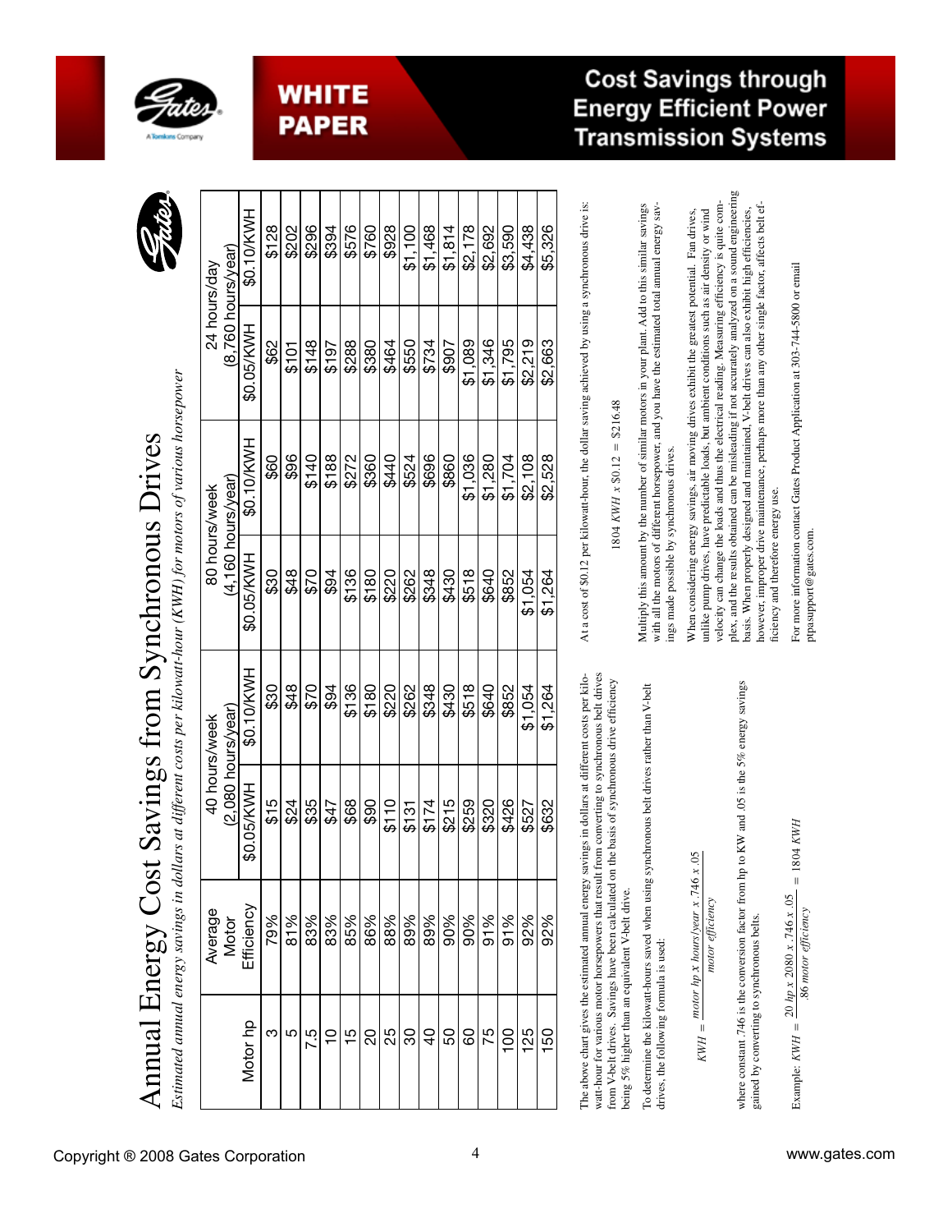# Cost Savings through Energy Efficient Power Transmission Systems

## WHITE PAPER

# Annual Energy Cost Savings from Synchronous Drives

*Estimated annual energy savings in dollars at different costs per kilowatt-hour (KWH) for motors of various horsepower*

| Motor hp | Average Motor Efficiency | 40 hours/week (2,080 hours/year) | | 80 hours/week (4,160 hours/year) | | 24 hours/day (8,760 hours/year) | |
|---|---|---|---|---|---|---|---|
| | | $0.05/KWH | $0.10/KWH | $0.05/KWH | $0.10/KWH | $0.05/KWH | $0.10/KWH |
| 3 | 79% | $15 | $30 | $30 | $60 | $62 | $128 |
| 5 | 81% | $24 | $48 | $48 | $96 | $101 | $202 |
| 7.5 | 83% | $35 | $70 | $70 | $140 | $148 | $296 |
| 10 | 83% | $47 | $94 | $94 | $188 | $197 | $394 |
| 15 | 85% | $68 | $136 | $136 | $272 | $288 | $576 |
| 20 | 86% | $90 | $180 | $180 | $360 | $380 | $760 |
| 25 | 88% | $110 | $220 | $220 | $440 | $464 | $928 |
| 30 | 89% | $131 | $262 | $262 | $524 | $550 | $1,100 |
| 40 | 89% | $174 | $348 | $348 | $696 | $734 | $1,468 |
| 50 | 90% | $215 | $430 | $430 | $860 | $907 | $1,814 |
| 60 | 90% | $259 | $518 | $518 | $1,036 | $1,089 | $2,178 |
| 75 | 91% | $320 | $640 | $640 | $1,280 | $1,346 | $2,692 |
| 100 | 91% | $426 | $852 | $852 | $1,704 | $1,795 | $3,590 |
| 125 | 92% | $527 | $1,054 | $1,054 | $2,108 | $2,219 | $4,438 |
| 150 | 92% | $632 | $1,264 | $1,264 | $2,528 | $2,663 | $5,326 |

The above chart gives the estimated annual energy savings in dollars at different costs per kilowatt-hour for various motor horsepowers that result from converting to synchronous belt drives from V-belt drives. Savings have been calculated on the basis of synchronous drive efficiency being 5% higher than an equivalent V-belt drive.

To determine the kilowatt-hours saved when using synchronous belt drives rather than V-belt drives, the following formula is used:

$$KWH = \frac{\textit{motor hp x hours/year x .746 x .05}}{\textit{motor efficiency}}$$

where constant .746 is the conversion factor from hp to KW and .05 is the 5% energy savings gained by converting to synchronous belts.

Example: $KWH = \frac{20 \text{ hp x } 2080 \text{ x } .746 \text{ x } .05}{.86 \text{ motor efficiency}} = 1804 \text{ KWH}$

At a cost of $0.12 per kilowatt-hour, the dollar saving achieved by using a synchronous drive is:

$$1804 \text{ KWH x } \$0.12 = \$216.48$$

Multiply this amount by the number of similar motors in your plant. Add to this similar savings with all the motors of different horsepower, and you have the estimated total annual energy savings made possible by synchronous drives.

When considering energy savings, air moving drives exhibit the greatest potential. Fan drives, unlike pump drives, have predictable loads, but ambient conditions such as air density or wind velocity can change the loads and thus the electrical reading. Measuring efficiency is quite complex, and the results obtained can be misleading if not accurately analyzed on a sound engineering basis. When properly designed and maintained, V-belt drives can also exhibit high efficiencies, however, improper drive maintenance, perhaps more than any other single factor, affects belt efficiency and therefore energy use.

For more information contact Gates Product Application at 303-744-5800 or email ptpasupport@gates.com.

Copyright ® 2008 Gates Corporation

www.gates.com